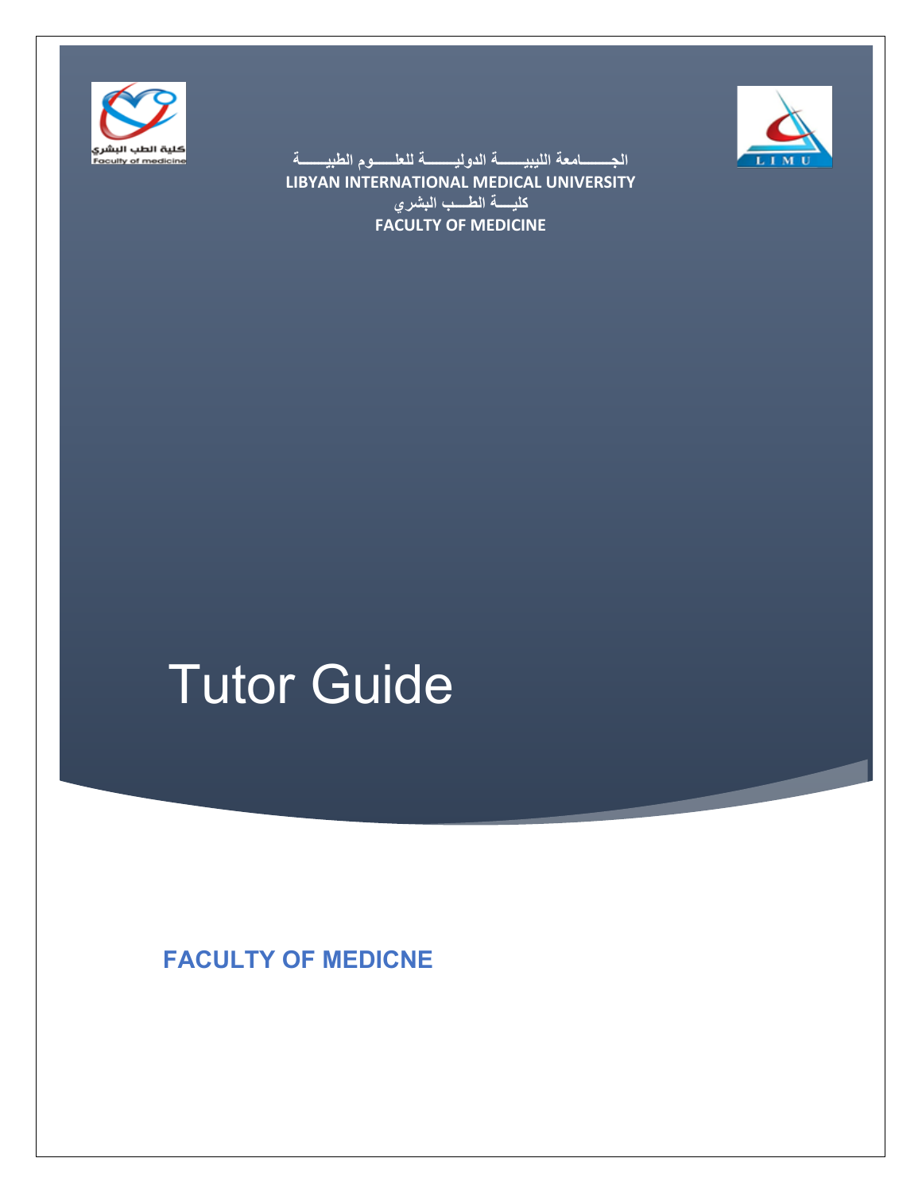الجـــــامعة الليبيــــة الدوليــــة للعلـــوم الطبيــــة

**LIBYAN INTERNATIONAL MEDICAL UNIVERSITY**

كليـــة الطـــب البشري

**FACULTY OF MEDICINE**

# Tutor Guide

## FACULTY OF MEDICNE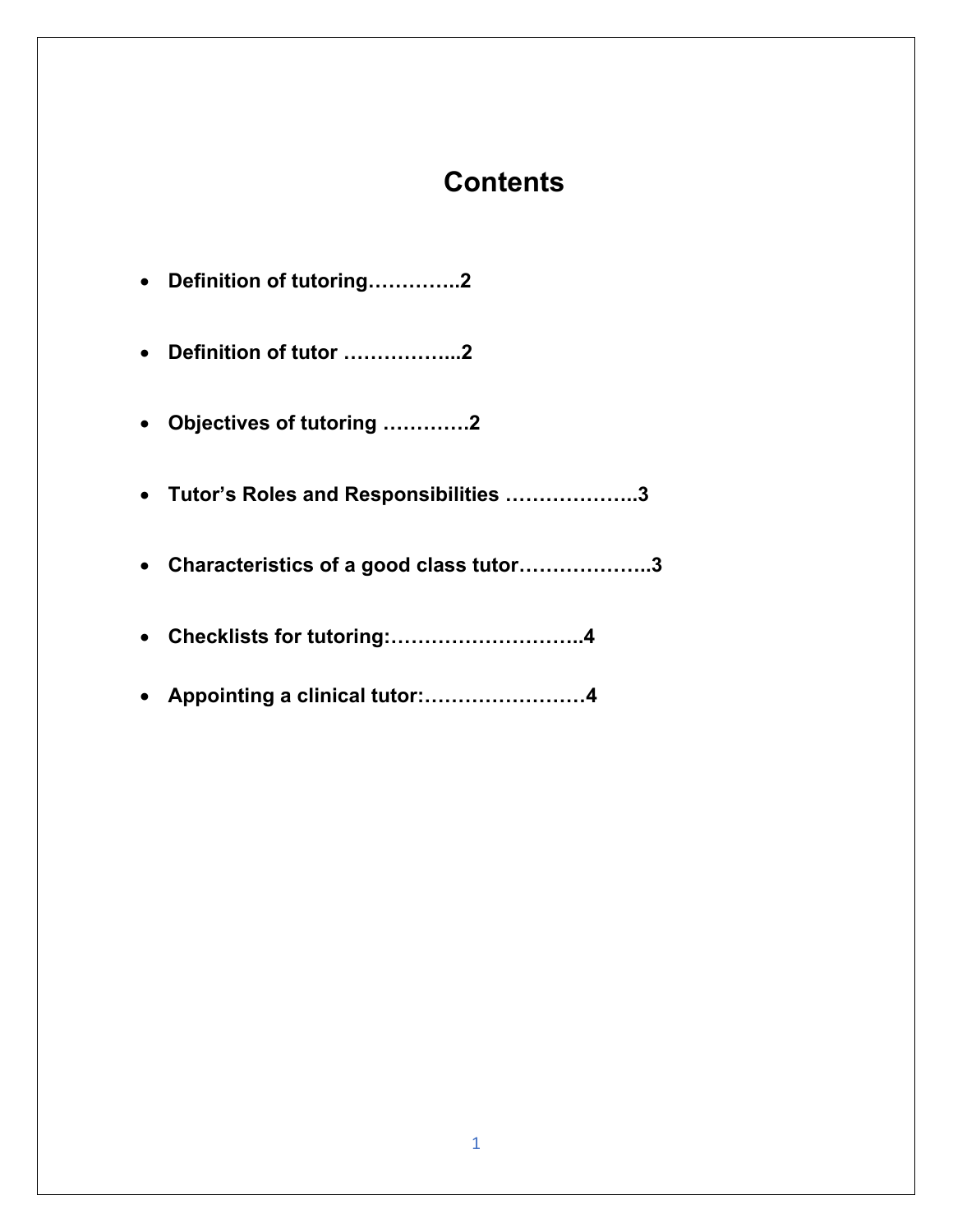# Contents

- **Definition of tutoring…………..2**
- **Definition of tutor ……………...2**
- **Objectives of tutoring …………2**
- **Tutor's Roles and Responsibilities ………………..3**
- **Characteristics of a good class tutor………………..3**
- **Checklists for tutoring:………………………..4**
- **Appointing a clinical tutor:……………………4**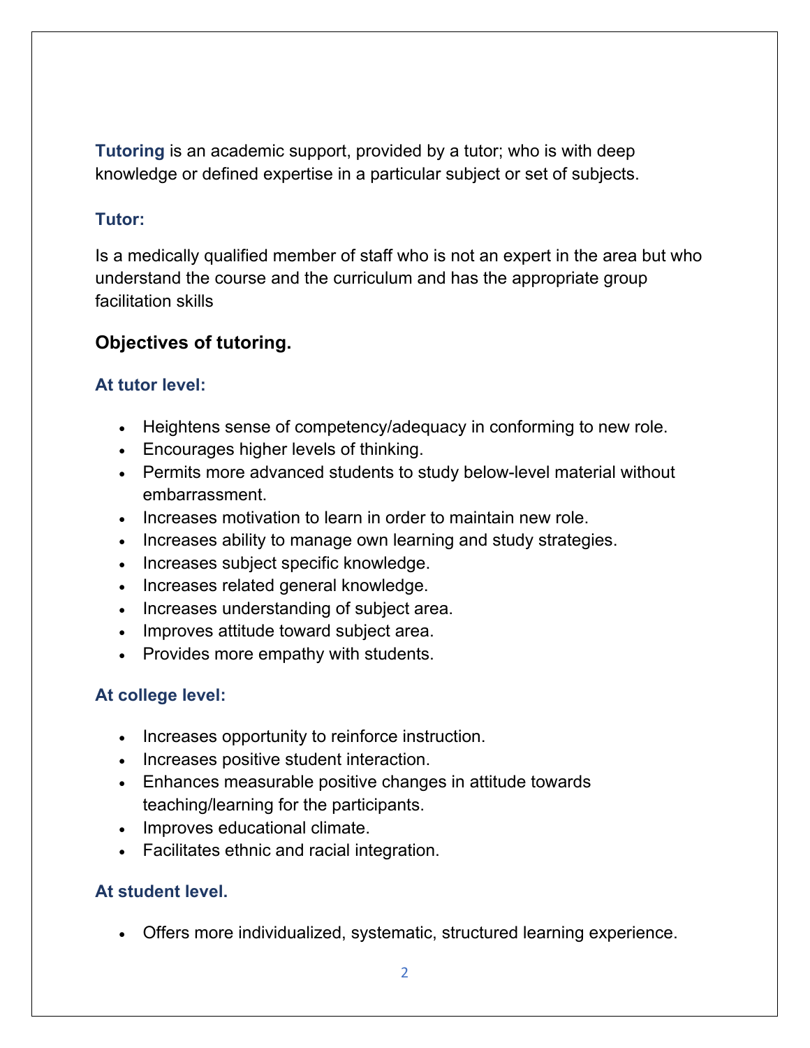**Tutoring** is an academic support, provided by a tutor; who is with deep knowledge or defined expertise in a particular subject or set of subjects.

### Tutor:

Is a medically qualified member of staff who is not an expert in the area but who understand the course and the curriculum and has the appropriate group facilitation skills

## Objectives of tutoring.

### At tutor level:

- Heightens sense of competency/adequacy in conforming to new role.
- Encourages higher levels of thinking.
- Permits more advanced students to study below-level material without embarrassment.
- Increases motivation to learn in order to maintain new role.
- Increases ability to manage own learning and study strategies.
- Increases subject specific knowledge.
- Increases related general knowledge.
- Increases understanding of subject area.
- Improves attitude toward subject area.
- Provides more empathy with students.

### At college level:

- Increases opportunity to reinforce instruction.
- Increases positive student interaction.
- Enhances measurable positive changes in attitude towards teaching/learning for the participants.
- Improves educational climate.
- Facilitates ethnic and racial integration.

### At student level.

- Offers more individualized, systematic, structured learning experience.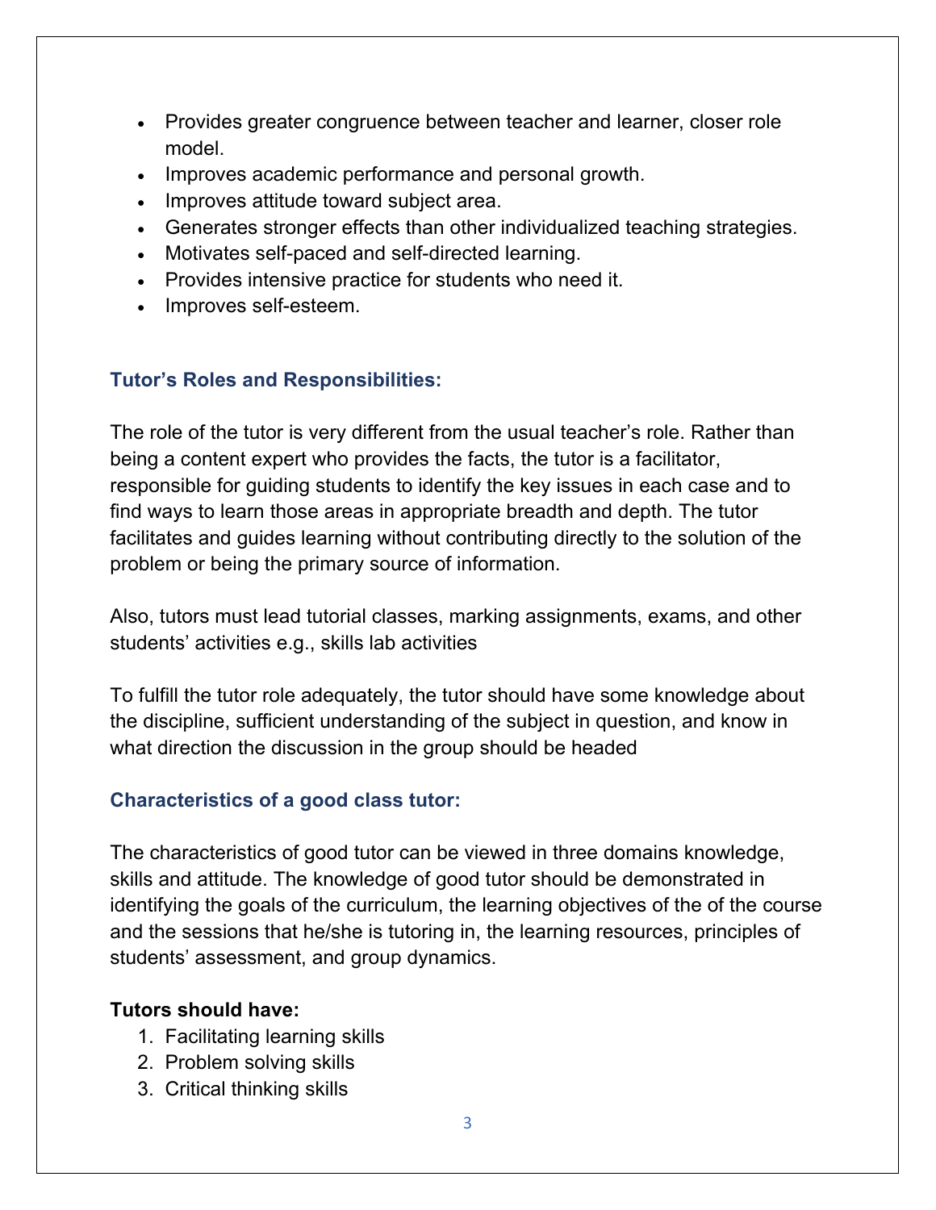- Provides greater congruence between teacher and learner, closer role model.
- Improves academic performance and personal growth.
- Improves attitude toward subject area.
- Generates stronger effects than other individualized teaching strategies.
- Motivates self-paced and self-directed learning.
- Provides intensive practice for students who need it.
- Improves self-esteem.

### Tutor's Roles and Responsibilities:

The role of the tutor is very different from the usual teacher's role. Rather than being a content expert who provides the facts, the tutor is a facilitator, responsible for guiding students to identify the key issues in each case and to find ways to learn those areas in appropriate breadth and depth. The tutor facilitates and guides learning without contributing directly to the solution of the problem or being the primary source of information.

Also, tutors must lead tutorial classes, marking assignments, exams, and other students' activities e.g., skills lab activities

To fulfill the tutor role adequately, the tutor should have some knowledge about the discipline, sufficient understanding of the subject in question, and know in what direction the discussion in the group should be headed

### Characteristics of a good class tutor:

The characteristics of good tutor can be viewed in three domains knowledge, skills and attitude. The knowledge of good tutor should be demonstrated in identifying the goals of the curriculum, the learning objectives of the of the course and the sessions that he/she is tutoring in, the learning resources, principles of students' assessment, and group dynamics.

**Tutors should have:**

1. Facilitating learning skills
2. Problem solving skills
3. Critical thinking skills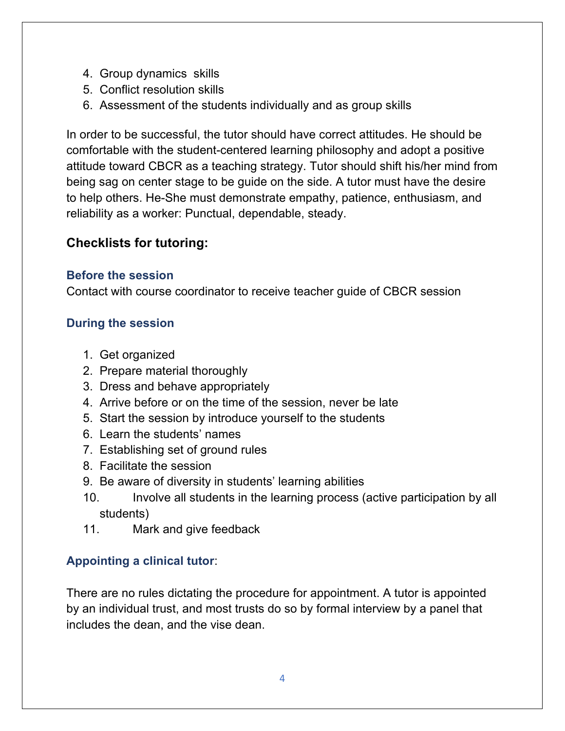4. Group dynamics skills
5. Conflict resolution skills
6. Assessment of the students individually and as group skills

In order to be successful, the tutor should have correct attitudes. He should be comfortable with the student-centered learning philosophy and adopt a positive attitude toward CBCR as a teaching strategy. Tutor should shift his/her mind from being sag on center stage to be guide on the side. A tutor must have the desire to help others. He-She must demonstrate empathy, patience, enthusiasm, and reliability as a worker: Punctual, dependable, steady.

### Checklists for tutoring:

#### Before the session

Contact with course coordinator to receive teacher guide of CBCR session

#### During the session

1. Get organized
2. Prepare material thoroughly
3. Dress and behave appropriately
4. Arrive before or on the time of the session, never be late
5. Start the session by introduce yourself to the students
6. Learn the students' names
7. Establishing set of ground rules
8. Facilitate the session
9. Be aware of diversity in students' learning abilities
10. Involve all students in the learning process (active participation by all students)
11. Mark and give feedback

#### **Appointing a clinical tutor**:

There are no rules dictating the procedure for appointment. A tutor is appointed by an individual trust, and most trusts do so by formal interview by a panel that includes the dean, and the vise dean.